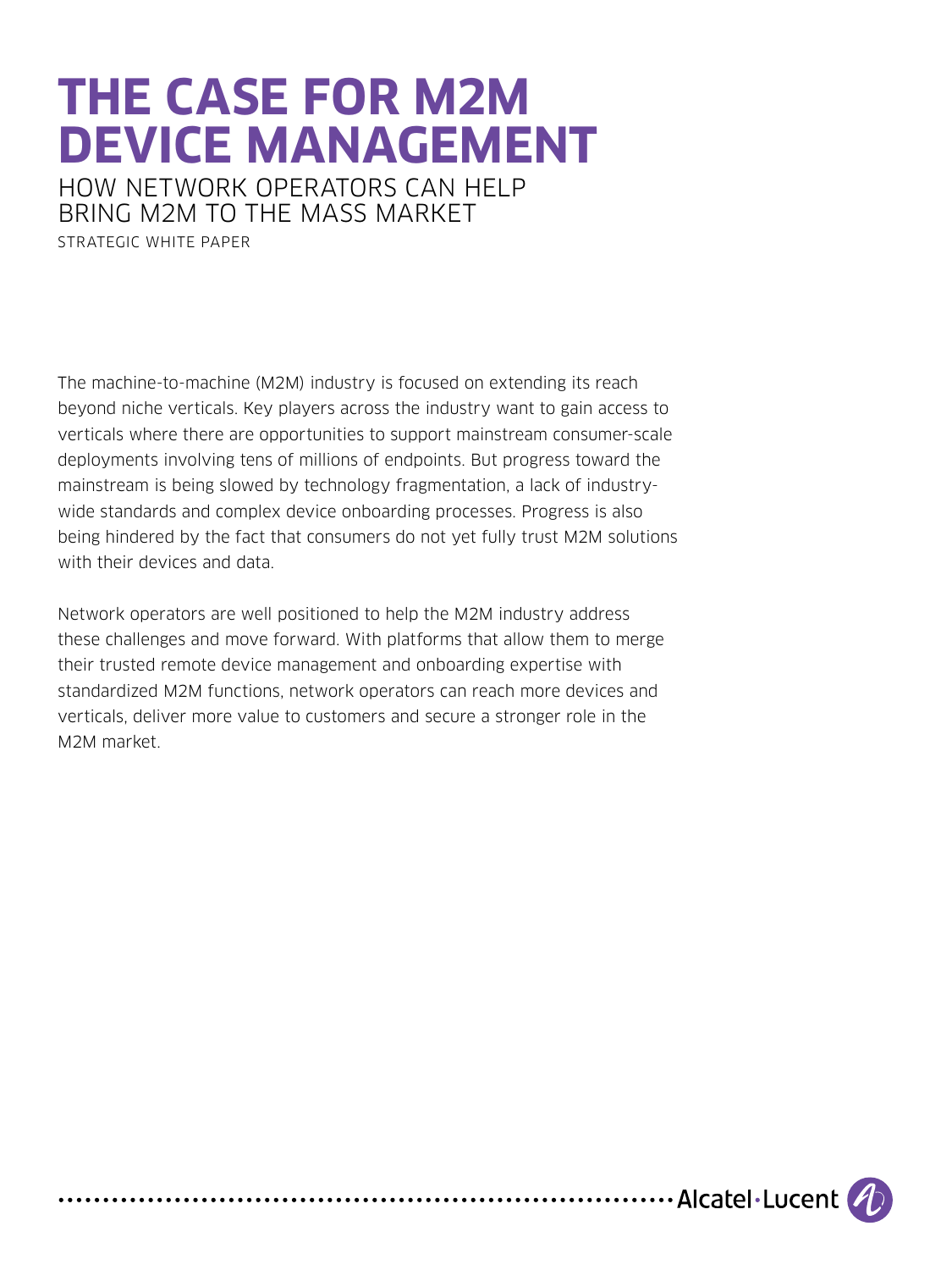# THE CASE FOR M2M DEVICE MANAGEMENT

## HOW NETWORK OPERATORS CAN HELP BRING M2M TO THE MASS MARKET

STRATEGIC WHITE PAPER

The machine-to-machine (M2M) industry is focused on extending its reach beyond niche verticals. Key players across the industry want to gain access to verticals where there are opportunities to support mainstream consumer-scale deployments involving tens of millions of endpoints. But progress toward the mainstream is being slowed by technology fragmentation, a lack of industry-wide standards and complex device onboarding processes. Progress is also being hindered by the fact that consumers do not yet fully trust M2M solutions with their devices and data.

Network operators are well positioned to help the M2M industry address these challenges and move forward. With platforms that allow them to merge their trusted remote device management and onboarding expertise with standardized M2M functions, network operators can reach more devices and verticals, deliver more value to customers and secure a stronger role in the M2M market.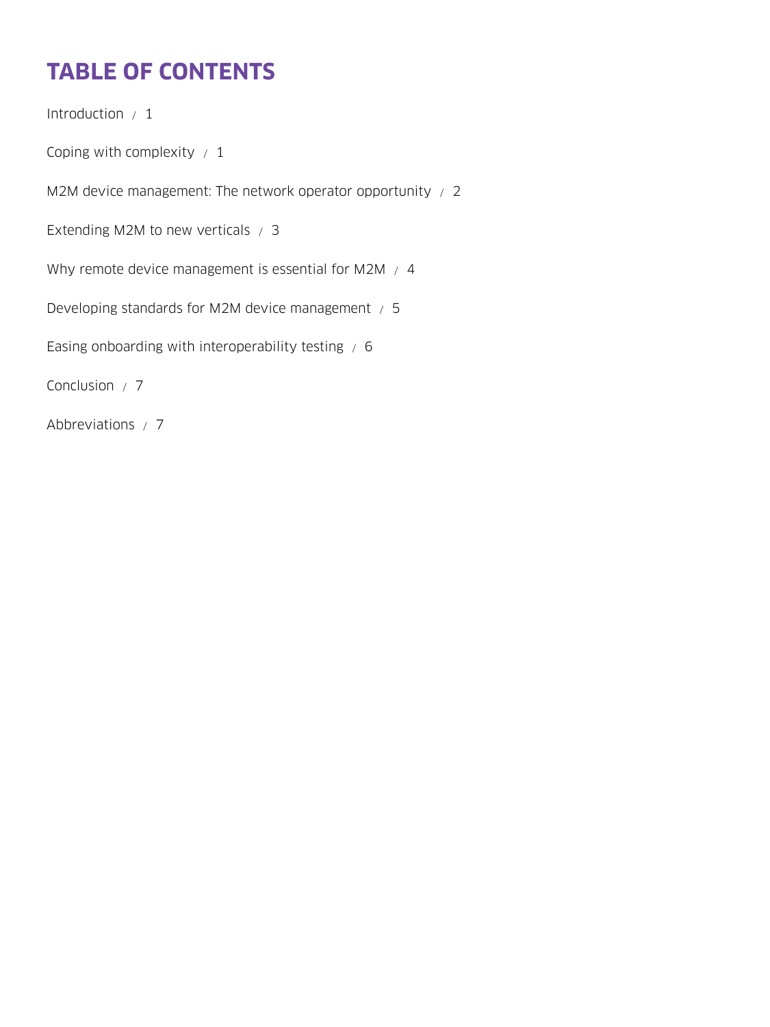# TABLE OF CONTENTS

Introduction / 1

Coping with complexity / 1

M2M device management: The network operator opportunity / 2

Extending M2M to new verticals / 3

Why remote device management is essential for M2M / 4

Developing standards for M2M device management / 5

Easing onboarding with interoperability testing / 6

Conclusion / 7

Abbreviations / 7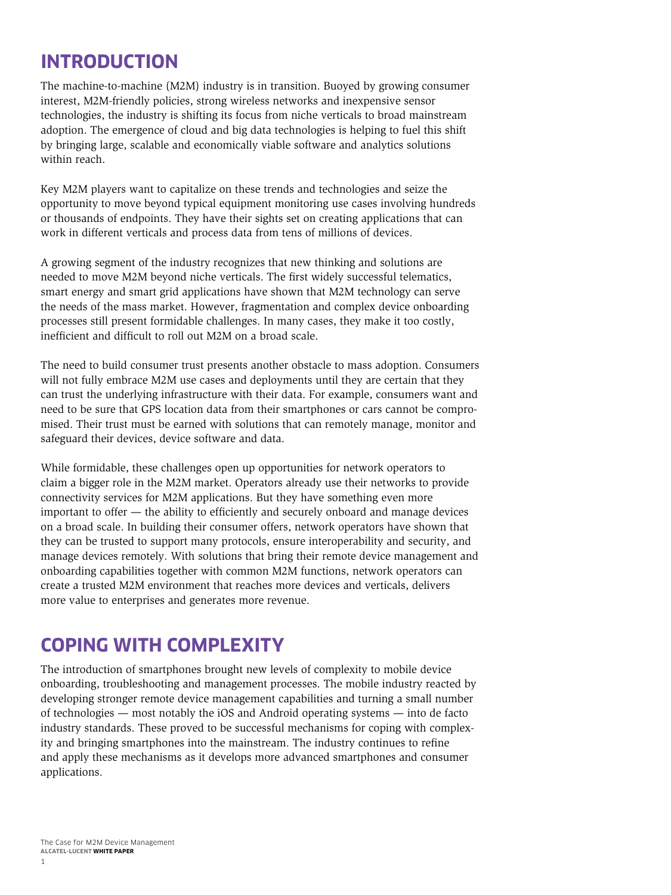## INTRODUCTION

The machine-to-machine (M2M) industry is in transition. Buoyed by growing consumer interest, M2M-friendly policies, strong wireless networks and inexpensive sensor technologies, the industry is shifting its focus from niche verticals to broad mainstream adoption. The emergence of cloud and big data technologies is helping to fuel this shift by bringing large, scalable and economically viable software and analytics solutions within reach.

Key M2M players want to capitalize on these trends and technologies and seize the opportunity to move beyond typical equipment monitoring use cases involving hundreds or thousands of endpoints. They have their sights set on creating applications that can work in different verticals and process data from tens of millions of devices.

A growing segment of the industry recognizes that new thinking and solutions are needed to move M2M beyond niche verticals. The first widely successful telematics, smart energy and smart grid applications have shown that M2M technology can serve the needs of the mass market. However, fragmentation and complex device onboarding processes still present formidable challenges. In many cases, they make it too costly, inefficient and difficult to roll out M2M on a broad scale.

The need to build consumer trust presents another obstacle to mass adoption. Consumers will not fully embrace M2M use cases and deployments until they are certain that they can trust the underlying infrastructure with their data. For example, consumers want and need to be sure that GPS location data from their smartphones or cars cannot be compromised. Their trust must be earned with solutions that can remotely manage, monitor and safeguard their devices, device software and data.

While formidable, these challenges open up opportunities for network operators to claim a bigger role in the M2M market. Operators already use their networks to provide connectivity services for M2M applications. But they have something even more important to offer — the ability to efficiently and securely onboard and manage devices on a broad scale. In building their consumer offers, network operators have shown that they can be trusted to support many protocols, ensure interoperability and security, and manage devices remotely. With solutions that bring their remote device management and onboarding capabilities together with common M2M functions, network operators can create a trusted M2M environment that reaches more devices and verticals, delivers more value to enterprises and generates more revenue.

## COPING WITH COMPLEXITY

The introduction of smartphones brought new levels of complexity to mobile device onboarding, troubleshooting and management processes. The mobile industry reacted by developing stronger remote device management capabilities and turning a small number of technologies — most notably the iOS and Android operating systems — into de facto industry standards. These proved to be successful mechanisms for coping with complexity and bringing smartphones into the mainstream. The industry continues to refine and apply these mechanisms as it develops more advanced smartphones and consumer applications.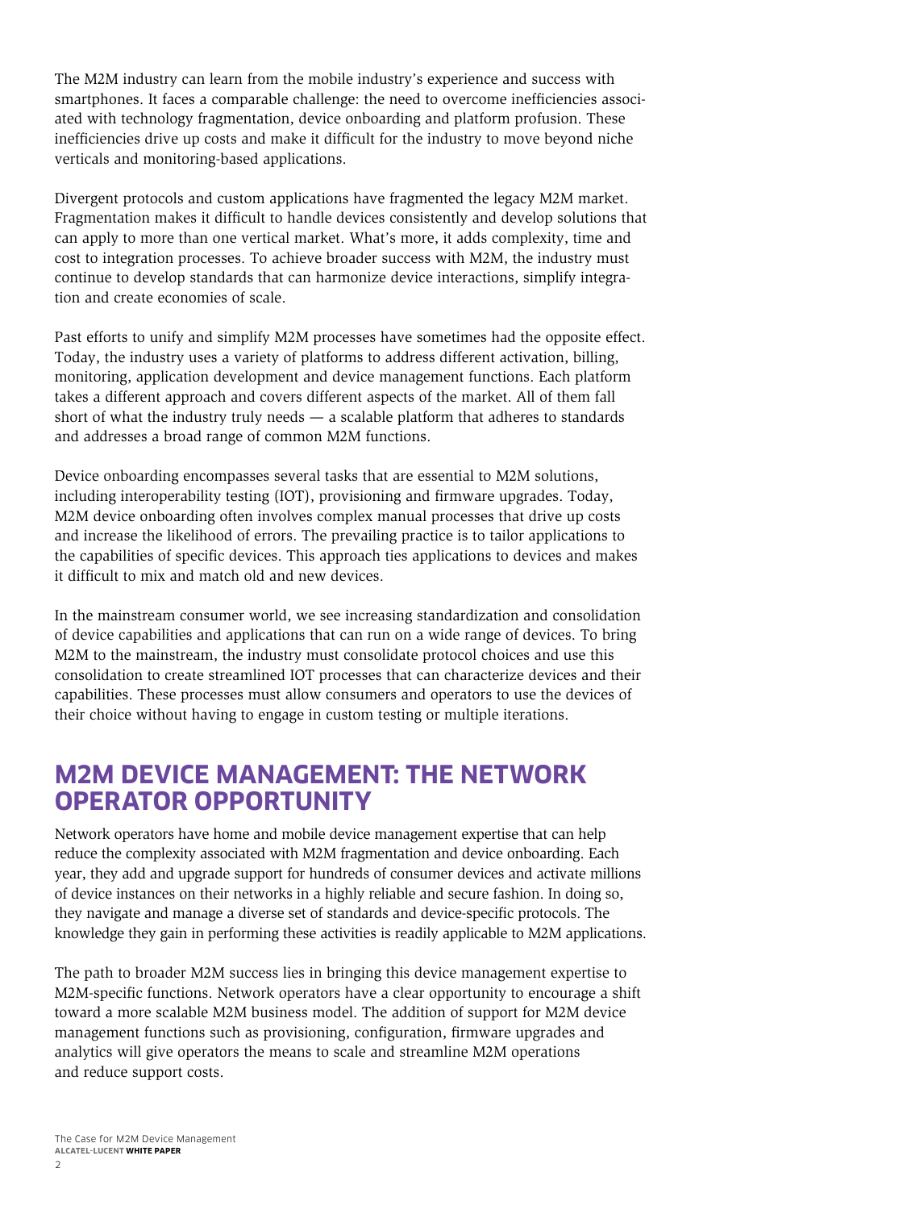The M2M industry can learn from the mobile industry's experience and success with smartphones. It faces a comparable challenge: the need to overcome inefficiencies associated with technology fragmentation, device onboarding and platform profusion. These inefficiencies drive up costs and make it difficult for the industry to move beyond niche verticals and monitoring-based applications.

Divergent protocols and custom applications have fragmented the legacy M2M market. Fragmentation makes it difficult to handle devices consistently and develop solutions that can apply to more than one vertical market. What's more, it adds complexity, time and cost to integration processes. To achieve broader success with M2M, the industry must continue to develop standards that can harmonize device interactions, simplify integration and create economies of scale.

Past efforts to unify and simplify M2M processes have sometimes had the opposite effect. Today, the industry uses a variety of platforms to address different activation, billing, monitoring, application development and device management functions. Each platform takes a different approach and covers different aspects of the market. All of them fall short of what the industry truly needs — a scalable platform that adheres to standards and addresses a broad range of common M2M functions.

Device onboarding encompasses several tasks that are essential to M2M solutions, including interoperability testing (IOT), provisioning and firmware upgrades. Today, M2M device onboarding often involves complex manual processes that drive up costs and increase the likelihood of errors. The prevailing practice is to tailor applications to the capabilities of specific devices. This approach ties applications to devices and makes it difficult to mix and match old and new devices.

In the mainstream consumer world, we see increasing standardization and consolidation of device capabilities and applications that can run on a wide range of devices. To bring M2M to the mainstream, the industry must consolidate protocol choices and use this consolidation to create streamlined IOT processes that can characterize devices and their capabilities. These processes must allow consumers and operators to use the devices of their choice without having to engage in custom testing or multiple iterations.

## M2M DEVICE MANAGEMENT: THE NETWORK OPERATOR OPPORTUNITY

Network operators have home and mobile device management expertise that can help reduce the complexity associated with M2M fragmentation and device onboarding. Each year, they add and upgrade support for hundreds of consumer devices and activate millions of device instances on their networks in a highly reliable and secure fashion. In doing so, they navigate and manage a diverse set of standards and device-specific protocols. The knowledge they gain in performing these activities is readily applicable to M2M applications.

The path to broader M2M success lies in bringing this device management expertise to M2M-specific functions. Network operators have a clear opportunity to encourage a shift toward a more scalable M2M business model. The addition of support for M2M device management functions such as provisioning, configuration, firmware upgrades and analytics will give operators the means to scale and streamline M2M operations and reduce support costs.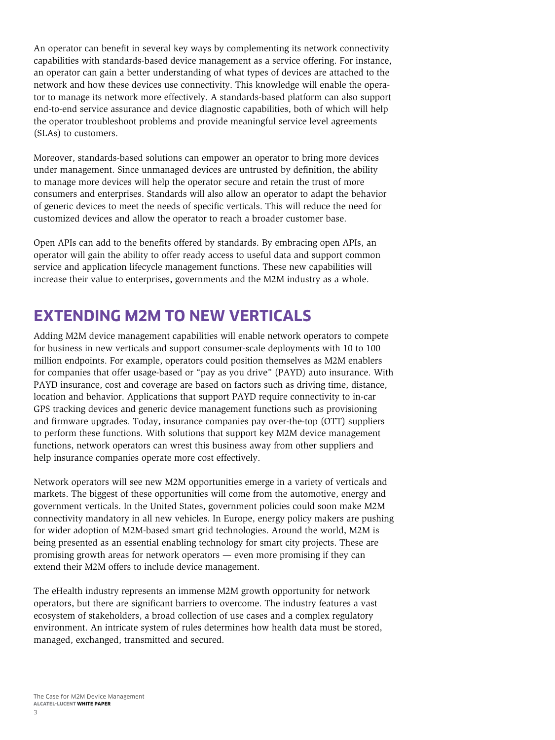An operator can benefit in several key ways by complementing its network connectivity capabilities with standards-based device management as a service offering. For instance, an operator can gain a better understanding of what types of devices are attached to the network and how these devices use connectivity. This knowledge will enable the operator to manage its network more effectively. A standards-based platform can also support end-to-end service assurance and device diagnostic capabilities, both of which will help the operator troubleshoot problems and provide meaningful service level agreements (SLAs) to customers.

Moreover, standards-based solutions can empower an operator to bring more devices under management. Since unmanaged devices are untrusted by definition, the ability to manage more devices will help the operator secure and retain the trust of more consumers and enterprises. Standards will also allow an operator to adapt the behavior of generic devices to meet the needs of specific verticals. This will reduce the need for customized devices and allow the operator to reach a broader customer base.

Open APIs can add to the benefits offered by standards. By embracing open APIs, an operator will gain the ability to offer ready access to useful data and support common service and application lifecycle management functions. These new capabilities will increase their value to enterprises, governments and the M2M industry as a whole.

## EXTENDING M2M TO NEW VERTICALS

Adding M2M device management capabilities will enable network operators to compete for business in new verticals and support consumer-scale deployments with 10 to 100 million endpoints. For example, operators could position themselves as M2M enablers for companies that offer usage-based or "pay as you drive" (PAYD) auto insurance. With PAYD insurance, cost and coverage are based on factors such as driving time, distance, location and behavior. Applications that support PAYD require connectivity to in-car GPS tracking devices and generic device management functions such as provisioning and firmware upgrades. Today, insurance companies pay over-the-top (OTT) suppliers to perform these functions. With solutions that support key M2M device management functions, network operators can wrest this business away from other suppliers and help insurance companies operate more cost effectively.

Network operators will see new M2M opportunities emerge in a variety of verticals and markets. The biggest of these opportunities will come from the automotive, energy and government verticals. In the United States, government policies could soon make M2M connectivity mandatory in all new vehicles. In Europe, energy policy makers are pushing for wider adoption of M2M-based smart grid technologies. Around the world, M2M is being presented as an essential enabling technology for smart city projects. These are promising growth areas for network operators — even more promising if they can extend their M2M offers to include device management.

The eHealth industry represents an immense M2M growth opportunity for network operators, but there are significant barriers to overcome. The industry features a vast ecosystem of stakeholders, a broad collection of use cases and a complex regulatory environment. An intricate system of rules determines how health data must be stored, managed, exchanged, transmitted and secured.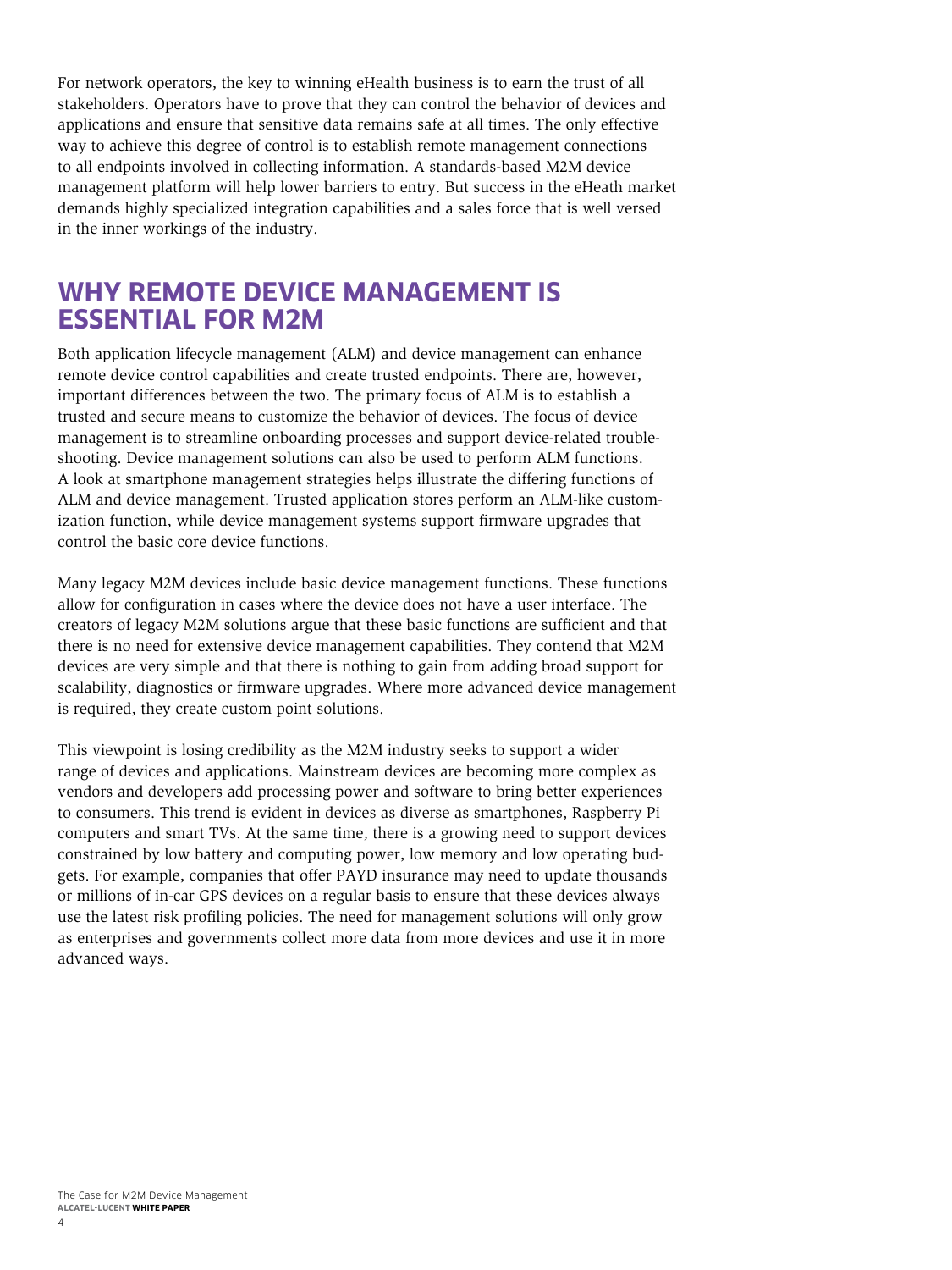For network operators, the key to winning eHealth business is to earn the trust of all stakeholders. Operators have to prove that they can control the behavior of devices and applications and ensure that sensitive data remains safe at all times. The only effective way to achieve this degree of control is to establish remote management connections to all endpoints involved in collecting information. A standards-based M2M device management platform will help lower barriers to entry. But success in the eHeath market demands highly specialized integration capabilities and a sales force that is well versed in the inner workings of the industry.

## WHY REMOTE DEVICE MANAGEMENT IS ESSENTIAL FOR M2M

Both application lifecycle management (ALM) and device management can enhance remote device control capabilities and create trusted endpoints. There are, however, important differences between the two. The primary focus of ALM is to establish a trusted and secure means to customize the behavior of devices. The focus of device management is to streamline onboarding processes and support device-related troubleshooting. Device management solutions can also be used to perform ALM functions. A look at smartphone management strategies helps illustrate the differing functions of ALM and device management. Trusted application stores perform an ALM-like customization function, while device management systems support firmware upgrades that control the basic core device functions.

Many legacy M2M devices include basic device management functions. These functions allow for configuration in cases where the device does not have a user interface. The creators of legacy M2M solutions argue that these basic functions are sufficient and that there is no need for extensive device management capabilities. They contend that M2M devices are very simple and that there is nothing to gain from adding broad support for scalability, diagnostics or firmware upgrades. Where more advanced device management is required, they create custom point solutions.

This viewpoint is losing credibility as the M2M industry seeks to support a wider range of devices and applications. Mainstream devices are becoming more complex as vendors and developers add processing power and software to bring better experiences to consumers. This trend is evident in devices as diverse as smartphones, Raspberry Pi computers and smart TVs. At the same time, there is a growing need to support devices constrained by low battery and computing power, low memory and low operating budgets. For example, companies that offer PAYD insurance may need to update thousands or millions of in-car GPS devices on a regular basis to ensure that these devices always use the latest risk profiling policies. The need for management solutions will only grow as enterprises and governments collect more data from more devices and use it in more advanced ways.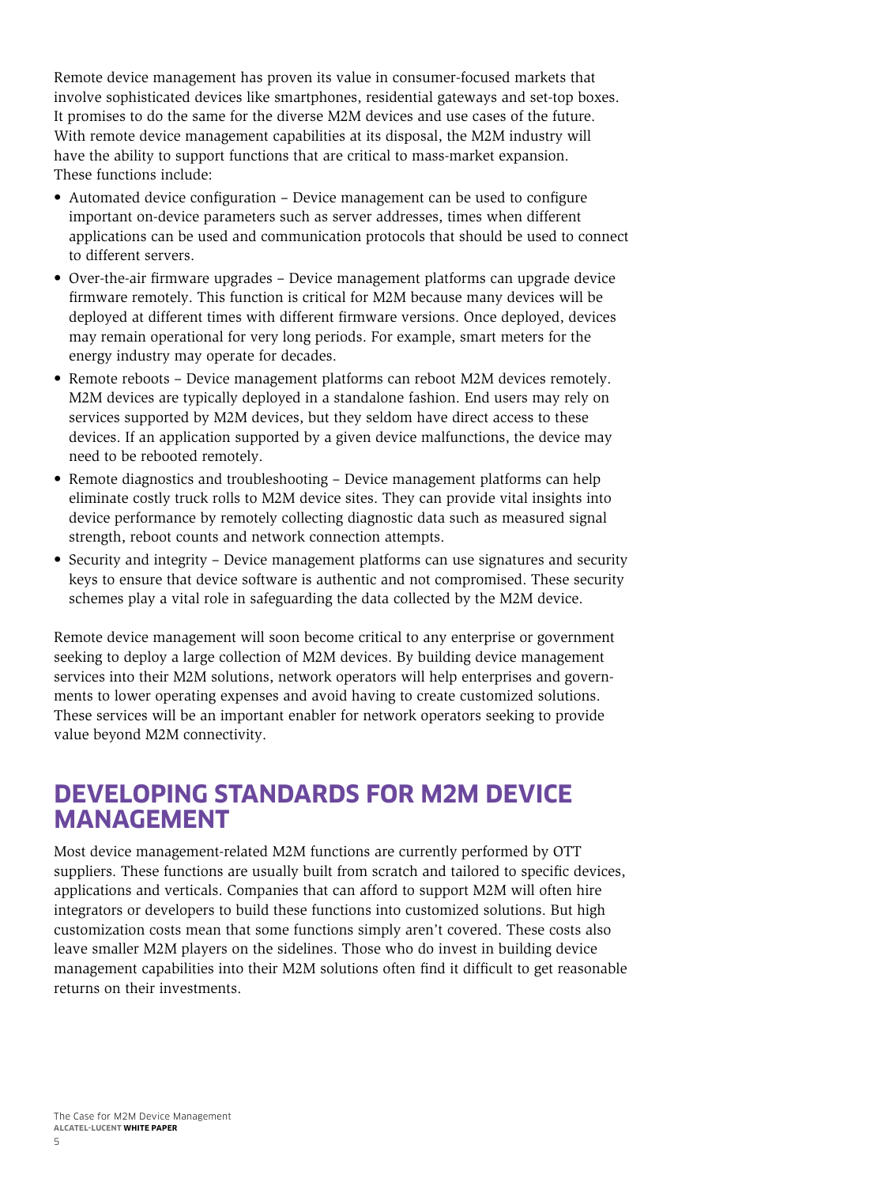Remote device management has proven its value in consumer-focused markets that involve sophisticated devices like smartphones, residential gateways and set-top boxes. It promises to do the same for the diverse M2M devices and use cases of the future. With remote device management capabilities at its disposal, the M2M industry will have the ability to support functions that are critical to mass-market expansion. These functions include:

- Automated device configuration – Device management can be used to configure important on-device parameters such as server addresses, times when different applications can be used and communication protocols that should be used to connect to different servers.
- Over-the-air firmware upgrades – Device management platforms can upgrade device firmware remotely. This function is critical for M2M because many devices will be deployed at different times with different firmware versions. Once deployed, devices may remain operational for very long periods. For example, smart meters for the energy industry may operate for decades.
- Remote reboots – Device management platforms can reboot M2M devices remotely. M2M devices are typically deployed in a standalone fashion. End users may rely on services supported by M2M devices, but they seldom have direct access to these devices. If an application supported by a given device malfunctions, the device may need to be rebooted remotely.
- Remote diagnostics and troubleshooting – Device management platforms can help eliminate costly truck rolls to M2M device sites. They can provide vital insights into device performance by remotely collecting diagnostic data such as measured signal strength, reboot counts and network connection attempts.
- Security and integrity – Device management platforms can use signatures and security keys to ensure that device software is authentic and not compromised. These security schemes play a vital role in safeguarding the data collected by the M2M device.

Remote device management will soon become critical to any enterprise or government seeking to deploy a large collection of M2M devices. By building device management services into their M2M solutions, network operators will help enterprises and governments to lower operating expenses and avoid having to create customized solutions. These services will be an important enabler for network operators seeking to provide value beyond M2M connectivity.

## DEVELOPING STANDARDS FOR M2M DEVICE MANAGEMENT

Most device management-related M2M functions are currently performed by OTT suppliers. These functions are usually built from scratch and tailored to specific devices, applications and verticals. Companies that can afford to support M2M will often hire integrators or developers to build these functions into customized solutions. But high customization costs mean that some functions simply aren't covered. These costs also leave smaller M2M players on the sidelines. Those who do invest in building device management capabilities into their M2M solutions often find it difficult to get reasonable returns on their investments.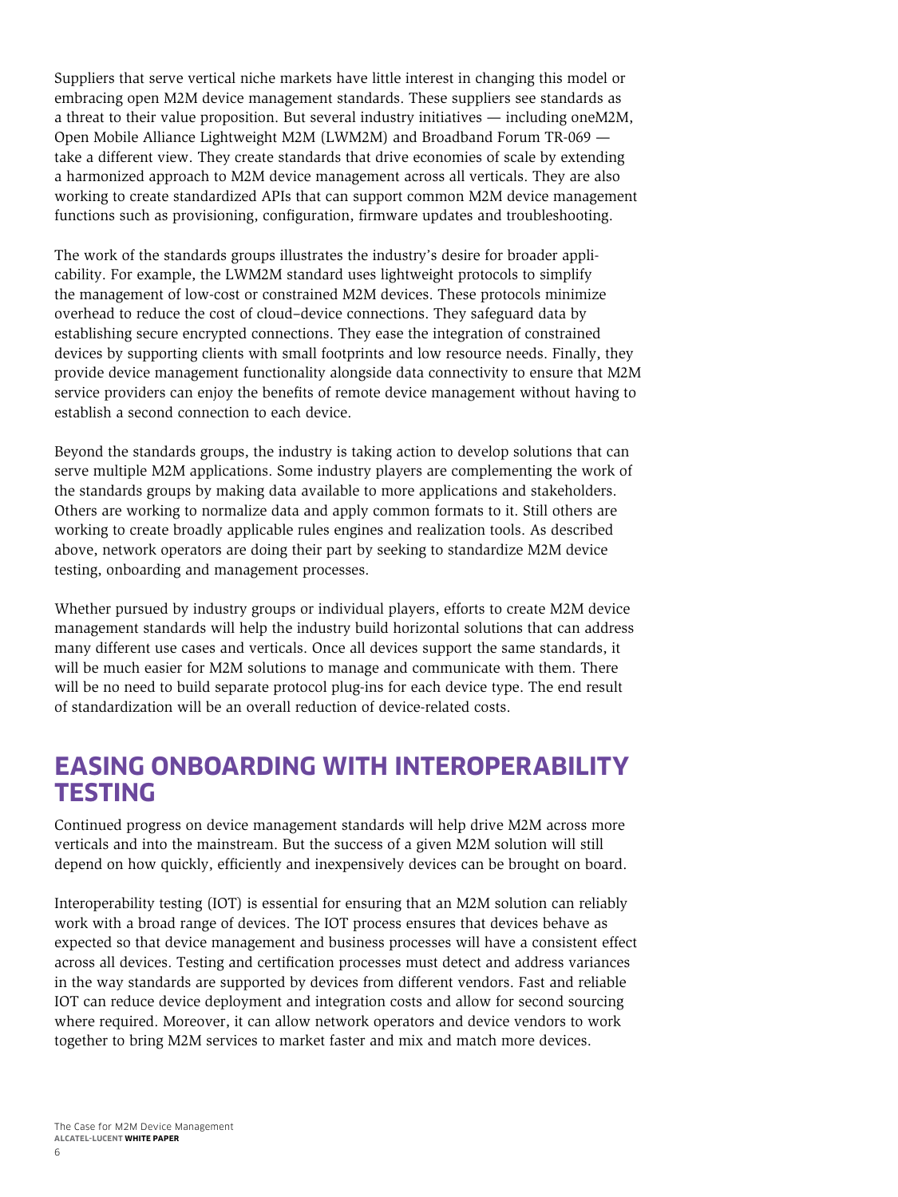Suppliers that serve vertical niche markets have little interest in changing this model or embracing open M2M device management standards. These suppliers see standards as a threat to their value proposition. But several industry initiatives — including oneM2M, Open Mobile Alliance Lightweight M2M (LWM2M) and Broadband Forum TR-069 — take a different view. They create standards that drive economies of scale by extending a harmonized approach to M2M device management across all verticals. They are also working to create standardized APIs that can support common M2M device management functions such as provisioning, configuration, firmware updates and troubleshooting.

The work of the standards groups illustrates the industry's desire for broader applicability. For example, the LWM2M standard uses lightweight protocols to simplify the management of low-cost or constrained M2M devices. These protocols minimize overhead to reduce the cost of cloud–device connections. They safeguard data by establishing secure encrypted connections. They ease the integration of constrained devices by supporting clients with small footprints and low resource needs. Finally, they provide device management functionality alongside data connectivity to ensure that M2M service providers can enjoy the benefits of remote device management without having to establish a second connection to each device.

Beyond the standards groups, the industry is taking action to develop solutions that can serve multiple M2M applications. Some industry players are complementing the work of the standards groups by making data available to more applications and stakeholders. Others are working to normalize data and apply common formats to it. Still others are working to create broadly applicable rules engines and realization tools. As described above, network operators are doing their part by seeking to standardize M2M device testing, onboarding and management processes.

Whether pursued by industry groups or individual players, efforts to create M2M device management standards will help the industry build horizontal solutions that can address many different use cases and verticals. Once all devices support the same standards, it will be much easier for M2M solutions to manage and communicate with them. There will be no need to build separate protocol plug-ins for each device type. The end result of standardization will be an overall reduction of device-related costs.

## EASING ONBOARDING WITH INTEROPERABILITY TESTING

Continued progress on device management standards will help drive M2M across more verticals and into the mainstream. But the success of a given M2M solution will still depend on how quickly, efficiently and inexpensively devices can be brought on board.

Interoperability testing (IOT) is essential for ensuring that an M2M solution can reliably work with a broad range of devices. The IOT process ensures that devices behave as expected so that device management and business processes will have a consistent effect across all devices. Testing and certification processes must detect and address variances in the way standards are supported by devices from different vendors. Fast and reliable IOT can reduce device deployment and integration costs and allow for second sourcing where required. Moreover, it can allow network operators and device vendors to work together to bring M2M services to market faster and mix and match more devices.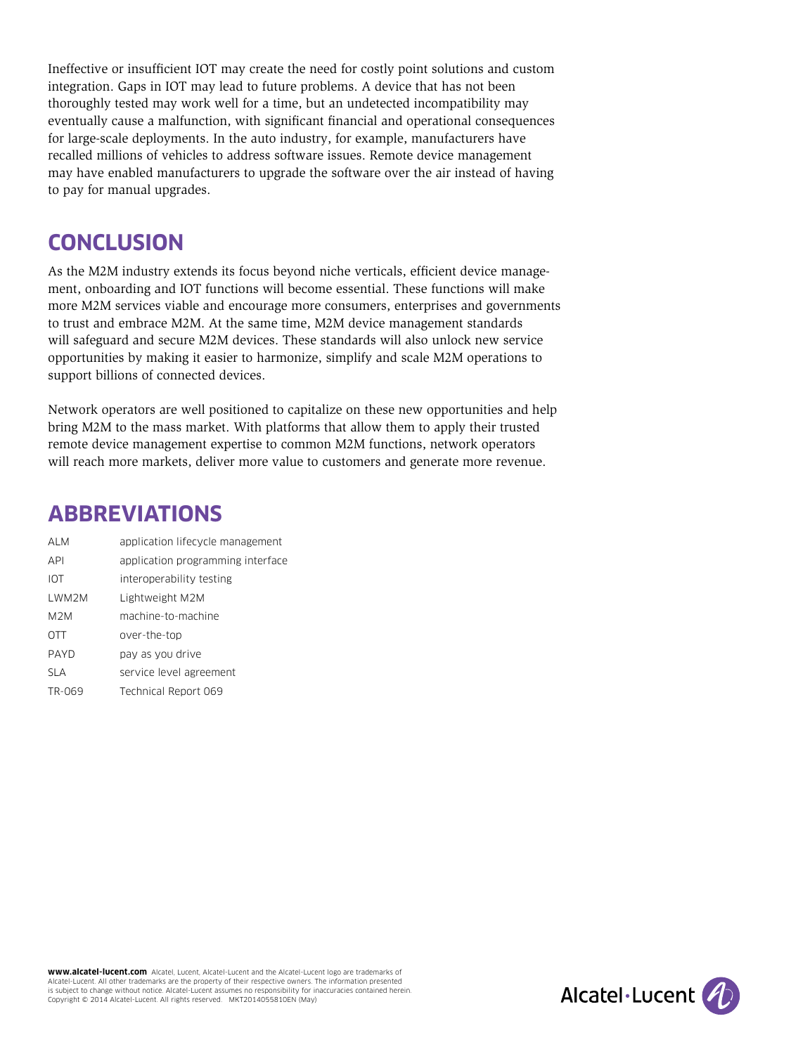Ineffective or insufficient IOT may create the need for costly point solutions and custom integration. Gaps in IOT may lead to future problems. A device that has not been thoroughly tested may work well for a time, but an undetected incompatibility may eventually cause a malfunction, with significant financial and operational consequences for large-scale deployments. In the auto industry, for example, manufacturers have recalled millions of vehicles to address software issues. Remote device management may have enabled manufacturers to upgrade the software over the air instead of having to pay for manual upgrades.

## CONCLUSION

As the M2M industry extends its focus beyond niche verticals, efficient device management, onboarding and IOT functions will become essential. These functions will make more M2M services viable and encourage more consumers, enterprises and governments to trust and embrace M2M. At the same time, M2M device management standards will safeguard and secure M2M devices. These standards will also unlock new service opportunities by making it easier to harmonize, simplify and scale M2M operations to support billions of connected devices.

Network operators are well positioned to capitalize on these new opportunities and help bring M2M to the mass market. With platforms that allow them to apply their trusted remote device management expertise to common M2M functions, network operators will reach more markets, deliver more value to customers and generate more revenue.

## ABBREVIATIONS

| | |
|---|---|
| ALM | application lifecycle management |
| API | application programming interface |
| IOT | interoperability testing |
| LWM2M | Lightweight M2M |
| M2M | machine-to-machine |
| OTT | over-the-top |
| PAYD | pay as you drive |
| SLA | service level agreement |
| TR-069 | Technical Report 069 |

**www.alcatel-lucent.com** Alcatel, Lucent, Alcatel-Lucent and the Alcatel-Lucent logo are trademarks of Alcatel-Lucent. All other trademarks are the property of their respective owners. The information presented is subject to change without notice. Alcatel-Lucent assumes no responsibility for inaccuracies contained herein. Copyright © 2014 Alcatel-Lucent. All rights reserved. MKT2014055810EN (May)

Alcatel·Lucent